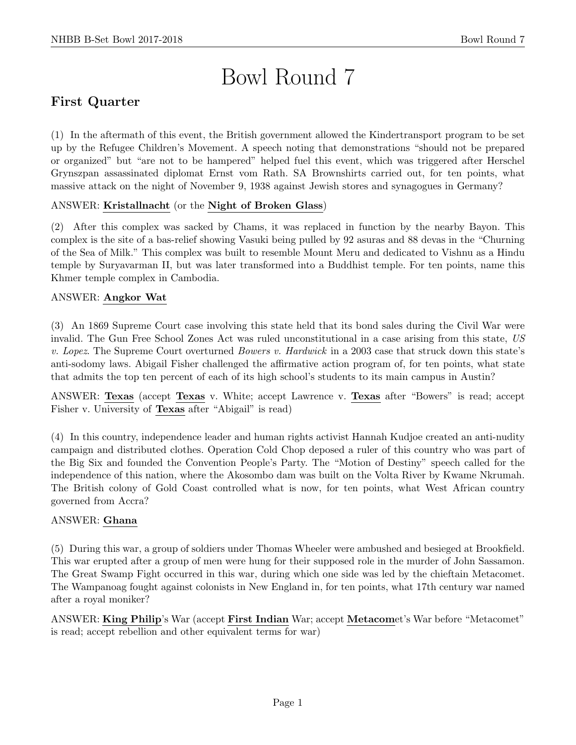# Bowl Round 7

## First Quarter

(1) In the aftermath of this event, the British government allowed the Kindertransport program to be set up by the Refugee Children's Movement. A speech noting that demonstrations "should not be prepared or organized" but "are not to be hampered" helped fuel this event, which was triggered after Herschel Grynszpan assassinated diplomat Ernst vom Rath. SA Brownshirts carried out, for ten points, what massive attack on the night of November 9, 1938 against Jewish stores and synagogues in Germany?

ANSWER: **Kristallnacht** (or the **Night of Broken Glass**)

(2) After this complex was sacked by Chams, it was replaced in function by the nearby Bayon. This complex is the site of a bas-relief showing Vasuki being pulled by 92 asuras and 88 devas in the "Churning of the Sea of Milk." This complex was built to resemble Mount Meru and dedicated to Vishnu as a Hindu temple by Suryavarman II, but was later transformed into a Buddhist temple. For ten points, name this Khmer temple complex in Cambodia.

ANSWER: **Angkor Wat**

(3) An 1869 Supreme Court case involving this state held that its bond sales during the Civil War were invalid. The Gun Free School Zones Act was ruled unconstitutional in a case arising from this state, *US v. Lopez*. The Supreme Court overturned *Bowers v. Hardwick* in a 2003 case that struck down this state's anti-sodomy laws. Abigail Fisher challenged the affirmative action program of, for ten points, what state that admits the top ten percent of each of its high school's students to its main campus in Austin?

ANSWER: **Texas** (accept **Texas** v. White; accept Lawrence v. **Texas** after "Bowers" is read; accept Fisher v. University of **Texas** after "Abigail" is read)

(4) In this country, independence leader and human rights activist Hannah Kudjoe created an anti-nudity campaign and distributed clothes. Operation Cold Chop deposed a ruler of this country who was part of the Big Six and founded the Convention People's Party. The "Motion of Destiny" speech called for the independence of this nation, where the Akosombo dam was built on the Volta River by Kwame Nkrumah. The British colony of Gold Coast controlled what is now, for ten points, what West African country governed from Accra?

ANSWER: **Ghana**

(5) During this war, a group of soldiers under Thomas Wheeler were ambushed and besieged at Brookfield. This war erupted after a group of men were hung for their supposed role in the murder of John Sassamon. The Great Swamp Fight occurred in this war, during which one side was led by the chieftain Metacomet. The Wampanoag fought against colonists in New England in, for ten points, what 17th century war named after a royal moniker?

ANSWER: **King Philip**'s War (accept **First Indian** War; accept **Metacom**et's War before "Metacomet" is read; accept rebellion and other equivalent terms for war)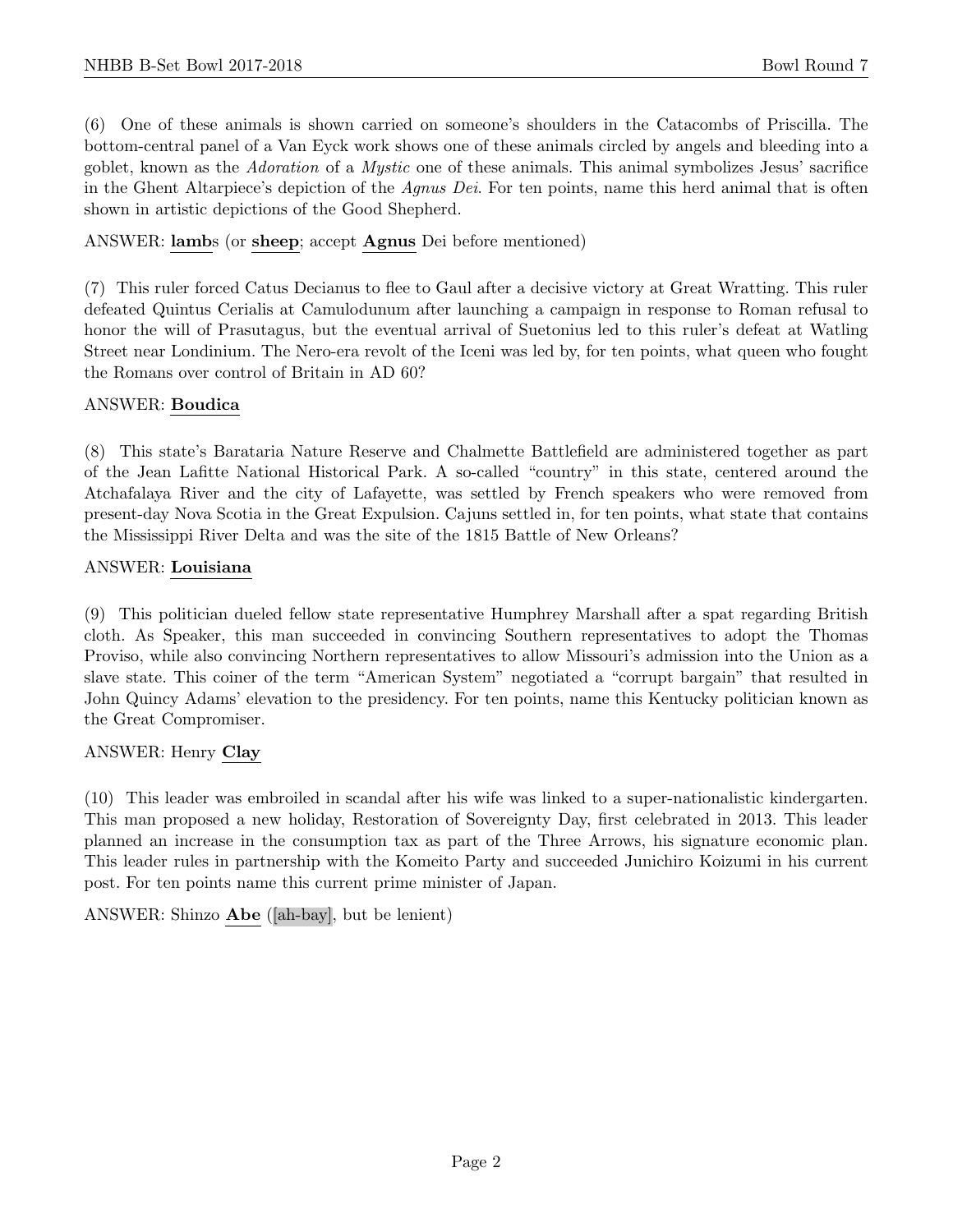(6) One of these animals is shown carried on someone's shoulders in the Catacombs of Priscilla. The bottom-central panel of a Van Eyck work shows one of these animals circled by angels and bleeding into a goblet, known as the *Adoration* of a *Mystic* one of these animals. This animal symbolizes Jesus' sacrifice in the Ghent Altarpiece's depiction of the *Agnus Dei*. For ten points, name this herd animal that is often shown in artistic depictions of the Good Shepherd.

ANSWER: **lamb**s (or **sheep**; accept **Agnus** Dei before mentioned)

(7) This ruler forced Catus Decianus to flee to Gaul after a decisive victory at Great Wratting. This ruler defeated Quintus Cerialis at Camulodunum after launching a campaign in response to Roman refusal to honor the will of Prasutagus, but the eventual arrival of Suetonius led to this ruler's defeat at Watling Street near Londinium. The Nero-era revolt of the Iceni was led by, for ten points, what queen who fought the Romans over control of Britain in AD 60?

ANSWER: **Boudica**

(8) This state's Barataria Nature Reserve and Chalmette Battlefield are administered together as part of the Jean Lafitte National Historical Park. A so-called "country" in this state, centered around the Atchafalaya River and the city of Lafayette, was settled by French speakers who were removed from present-day Nova Scotia in the Great Expulsion. Cajuns settled in, for ten points, what state that contains the Mississippi River Delta and was the site of the 1815 Battle of New Orleans?

ANSWER: **Louisiana**

(9) This politician dueled fellow state representative Humphrey Marshall after a spat regarding British cloth. As Speaker, this man succeeded in convincing Southern representatives to adopt the Thomas Proviso, while also convincing Northern representatives to allow Missouri's admission into the Union as a slave state. This coiner of the term "American System" negotiated a "corrupt bargain" that resulted in John Quincy Adams' elevation to the presidency. For ten points, name this Kentucky politician known as the Great Compromiser.

ANSWER: Henry **Clay**

(10) This leader was embroiled in scandal after his wife was linked to a super-nationalistic kindergarten. This man proposed a new holiday, Restoration of Sovereignty Day, first celebrated in 2013. This leader planned an increase in the consumption tax as part of the Three Arrows, his signature economic plan. This leader rules in partnership with the Komeito Party and succeeded Junichiro Koizumi in his current post. For ten points name this current prime minister of Japan.

ANSWER: Shinzo **Abe** ([ah-bay], but be lenient)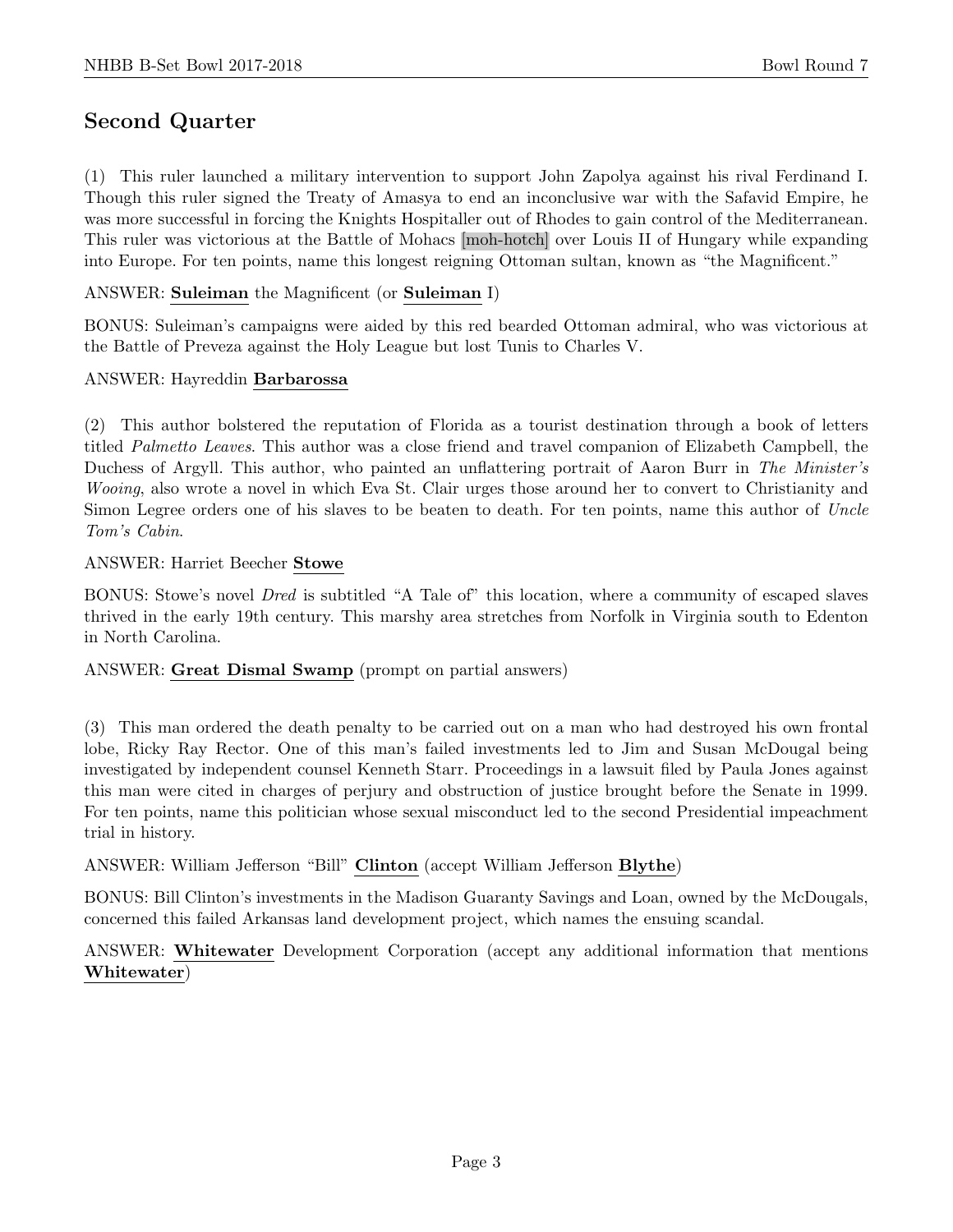## Second Quarter

(1) This ruler launched a military intervention to support John Zapolya against his rival Ferdinand I. Though this ruler signed the Treaty of Amasya to end an inconclusive war with the Safavid Empire, he was more successful in forcing the Knights Hospitaller out of Rhodes to gain control of the Mediterranean. This ruler was victorious at the Battle of Mohacs [moh-hotch] over Louis II of Hungary while expanding into Europe. For ten points, name this longest reigning Ottoman sultan, known as "the Magnificent."

ANSWER: **Suleiman** the Magnificent (or **Suleiman** I)

BONUS: Suleiman's campaigns were aided by this red bearded Ottoman admiral, who was victorious at the Battle of Preveza against the Holy League but lost Tunis to Charles V.

ANSWER: Hayreddin **Barbarossa**

(2) This author bolstered the reputation of Florida as a tourist destination through a book of letters titled *Palmetto Leaves*. This author was a close friend and travel companion of Elizabeth Campbell, the Duchess of Argyll. This author, who painted an unflattering portrait of Aaron Burr in *The Minister's Wooing*, also wrote a novel in which Eva St. Clair urges those around her to convert to Christianity and Simon Legree orders one of his slaves to be beaten to death. For ten points, name this author of *Uncle Tom's Cabin*.

ANSWER: Harriet Beecher **Stowe**

BONUS: Stowe's novel *Dred* is subtitled "A Tale of" this location, where a community of escaped slaves thrived in the early 19th century. This marshy area stretches from Norfolk in Virginia south to Edenton in North Carolina.

ANSWER: **Great Dismal Swamp** (prompt on partial answers)

(3) This man ordered the death penalty to be carried out on a man who had destroyed his own frontal lobe, Ricky Ray Rector. One of this man's failed investments led to Jim and Susan McDougal being investigated by independent counsel Kenneth Starr. Proceedings in a lawsuit filed by Paula Jones against this man were cited in charges of perjury and obstruction of justice brought before the Senate in 1999. For ten points, name this politician whose sexual misconduct led to the second Presidential impeachment trial in history.

ANSWER: William Jefferson "Bill" **Clinton** (accept William Jefferson **Blythe**)

BONUS: Bill Clinton's investments in the Madison Guaranty Savings and Loan, owned by the McDougals, concerned this failed Arkansas land development project, which names the ensuing scandal.

ANSWER: **Whitewater** Development Corporation (accept any additional information that mentions **Whitewater**)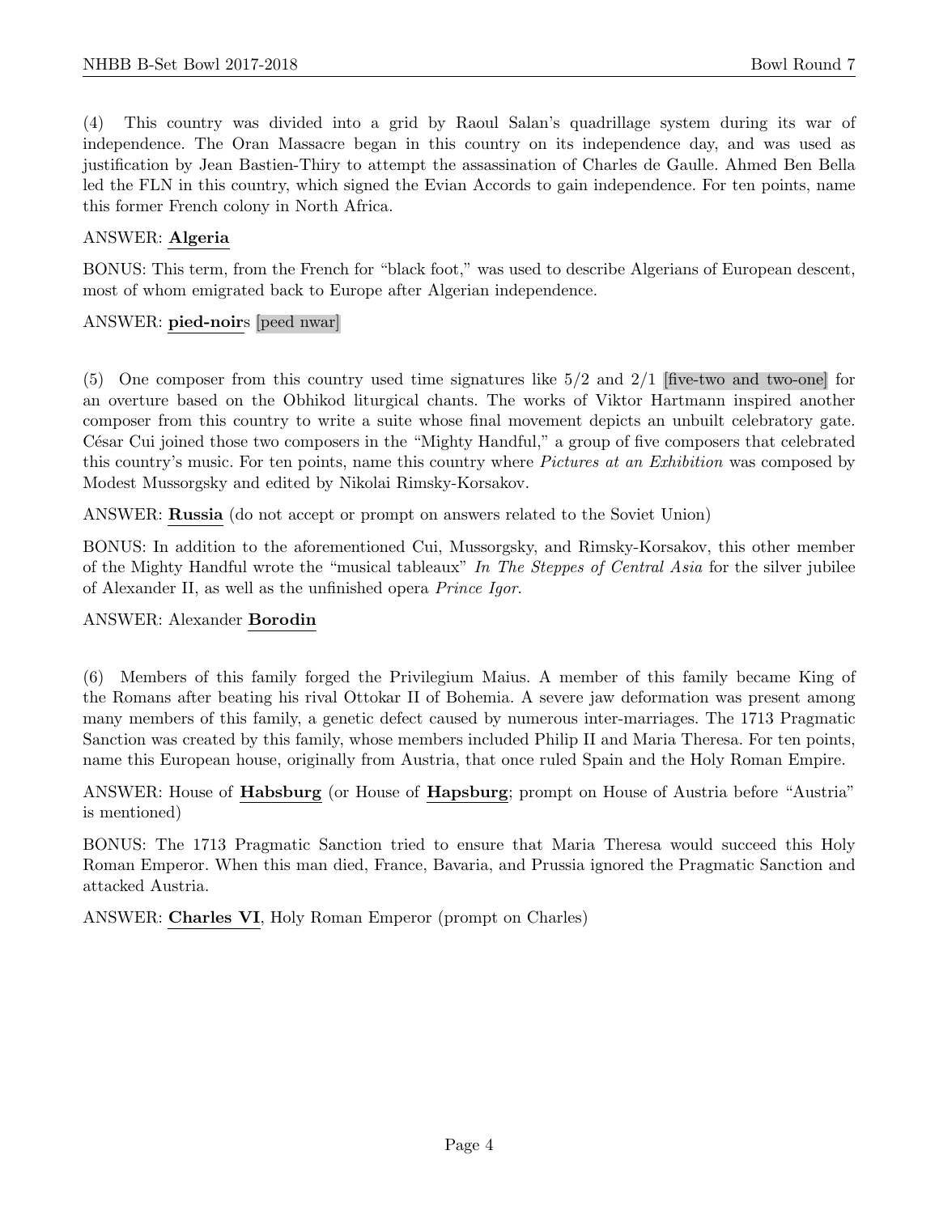(4) This country was divided into a grid by Raoul Salan's quadrillage system during its war of independence. The Oran Massacre began in this country on its independence day, and was used as justification by Jean Bastien-Thiry to attempt the assassination of Charles de Gaulle. Ahmed Ben Bella led the FLN in this country, which signed the Evian Accords to gain independence. For ten points, name this former French colony in North Africa.

ANSWER: **Algeria**

BONUS: This term, from the French for "black foot," was used to describe Algerians of European descent, most of whom emigrated back to Europe after Algerian independence.

ANSWER: **pied-noir**s [peed nwar]

(5) One composer from this country used time signatures like 5/2 and 2/1 [five-two and two-one] for an overture based on the Obhikod liturgical chants. The works of Viktor Hartmann inspired another composer from this country to write a suite whose final movement depicts an unbuilt celebratory gate. César Cui joined those two composers in the "Mighty Handful," a group of five composers that celebrated this country's music. For ten points, name this country where *Pictures at an Exhibition* was composed by Modest Mussorgsky and edited by Nikolai Rimsky-Korsakov.

ANSWER: **Russia** (do not accept or prompt on answers related to the Soviet Union)

BONUS: In addition to the aforementioned Cui, Mussorgsky, and Rimsky-Korsakov, this other member of the Mighty Handful wrote the "musical tableaux" *In The Steppes of Central Asia* for the silver jubilee of Alexander II, as well as the unfinished opera *Prince Igor*.

ANSWER: Alexander **Borodin**

(6) Members of this family forged the Privilegium Maius. A member of this family became King of the Romans after beating his rival Ottokar II of Bohemia. A severe jaw deformation was present among many members of this family, a genetic defect caused by numerous inter-marriages. The 1713 Pragmatic Sanction was created by this family, whose members included Philip II and Maria Theresa. For ten points, name this European house, originally from Austria, that once ruled Spain and the Holy Roman Empire.

ANSWER: House of **Habsburg** (or House of **Hapsburg**; prompt on House of Austria before "Austria" is mentioned)

BONUS: The 1713 Pragmatic Sanction tried to ensure that Maria Theresa would succeed this Holy Roman Emperor. When this man died, France, Bavaria, and Prussia ignored the Pragmatic Sanction and attacked Austria.

ANSWER: **Charles VI**, Holy Roman Emperor (prompt on Charles)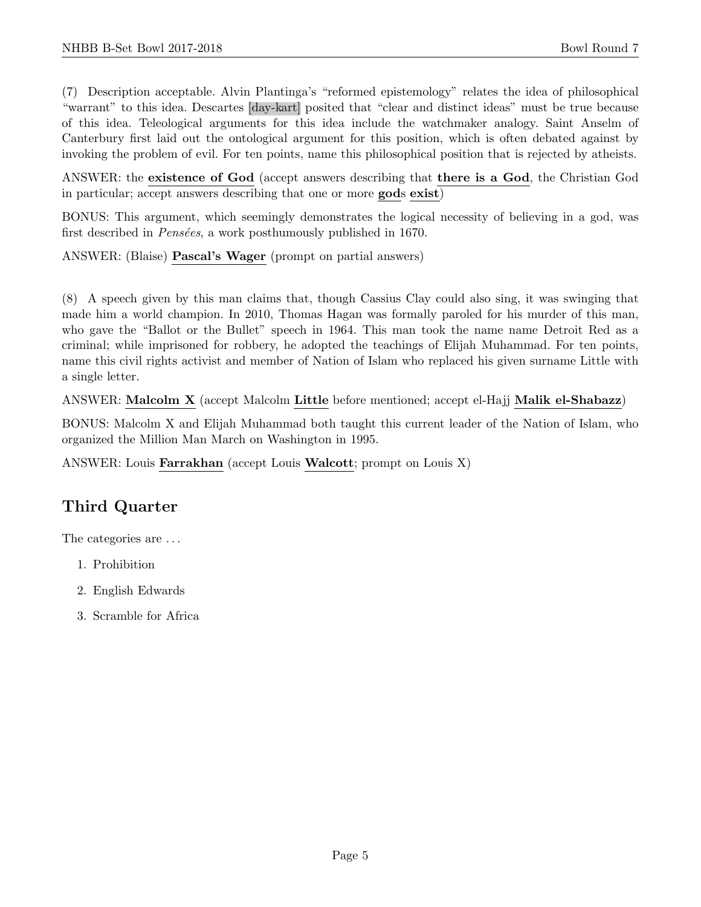(7) Description acceptable. Alvin Plantinga's "reformed epistemology" relates the idea of philosophical "warrant" to this idea. Descartes [day-kart] posited that "clear and distinct ideas" must be true because of this idea. Teleological arguments for this idea include the watchmaker analogy. Saint Anselm of Canterbury first laid out the ontological argument for this position, which is often debated against by invoking the problem of evil. For ten points, name this philosophical position that is rejected by atheists.

ANSWER: the **existence of God** (accept answers describing that **there is a God**, the Christian God in particular; accept answers describing that one or more **god**s **exist**)

BONUS: This argument, which seemingly demonstrates the logical necessity of believing in a god, was first described in *Pensées*, a work posthumously published in 1670.

ANSWER: (Blaise) **Pascal's Wager** (prompt on partial answers)

(8) A speech given by this man claims that, though Cassius Clay could also sing, it was swinging that made him a world champion. In 2010, Thomas Hagan was formally paroled for his murder of this man, who gave the "Ballot or the Bullet" speech in 1964. This man took the name name Detroit Red as a criminal; while imprisoned for robbery, he adopted the teachings of Elijah Muhammad. For ten points, name this civil rights activist and member of Nation of Islam who replaced his given surname Little with a single letter.

ANSWER: **Malcolm X** (accept Malcolm **Little** before mentioned; accept el-Hajj **Malik el-Shabazz**)

BONUS: Malcolm X and Elijah Muhammad both taught this current leader of the Nation of Islam, who organized the Million Man March on Washington in 1995.

ANSWER: Louis **Farrakhan** (accept Louis **Walcott**; prompt on Louis X)

## Third Quarter

The categories are . . .

1. Prohibition
2. English Edwards
3. Scramble for Africa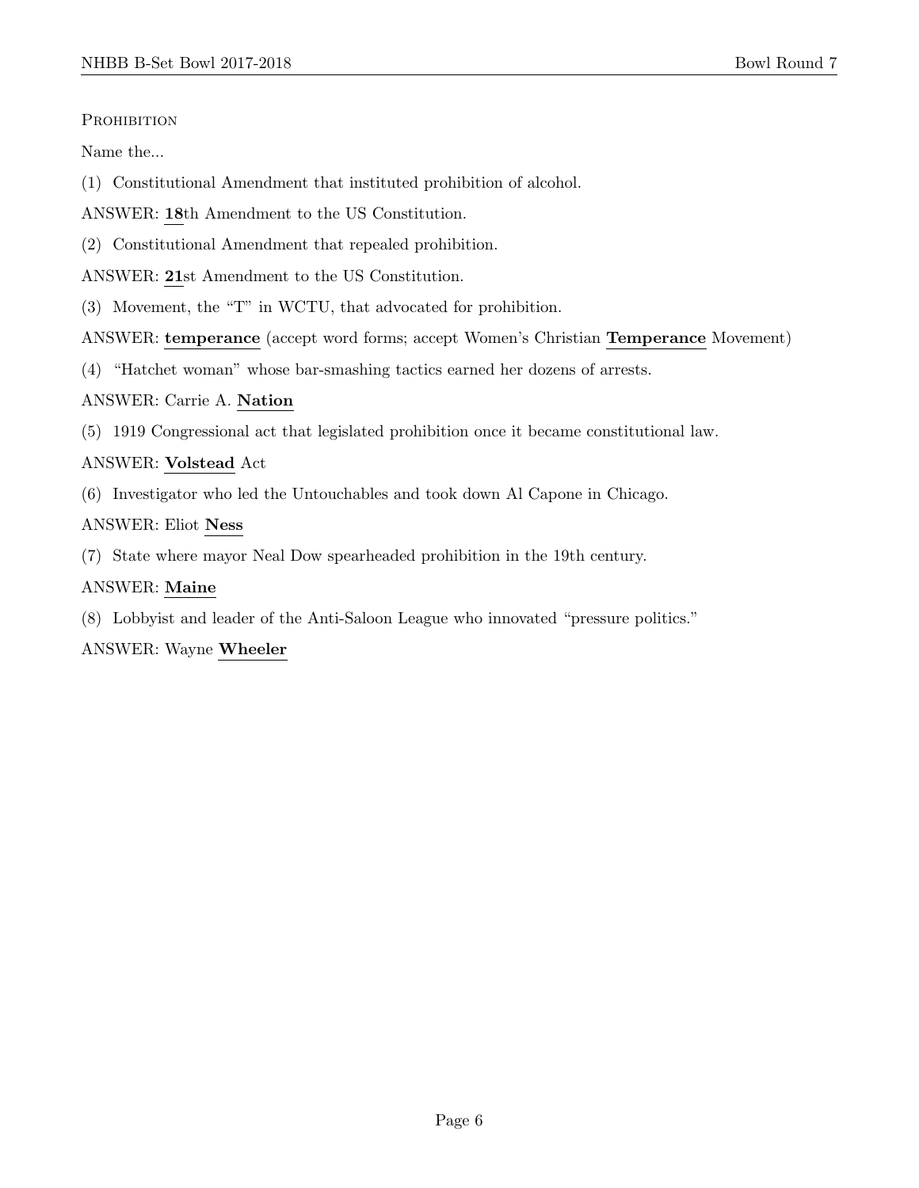Prohibition

Name the...

(1) Constitutional Amendment that instituted prohibition of alcohol.

ANSWER: **18**th Amendment to the US Constitution.

(2) Constitutional Amendment that repealed prohibition.

ANSWER: **21**st Amendment to the US Constitution.

(3) Movement, the "T" in WCTU, that advocated for prohibition.

ANSWER: **temperance** (accept word forms; accept Women's Christian **Temperance** Movement)

(4) "Hatchet woman" whose bar-smashing tactics earned her dozens of arrests.

ANSWER: Carrie A. **Nation**

(5) 1919 Congressional act that legislated prohibition once it became constitutional law.

ANSWER: **Volstead** Act

(6) Investigator who led the Untouchables and took down Al Capone in Chicago.

ANSWER: Eliot **Ness**

(7) State where mayor Neal Dow spearheaded prohibition in the 19th century.

ANSWER: **Maine**

(8) Lobbyist and leader of the Anti-Saloon League who innovated "pressure politics."

ANSWER: Wayne **Wheeler**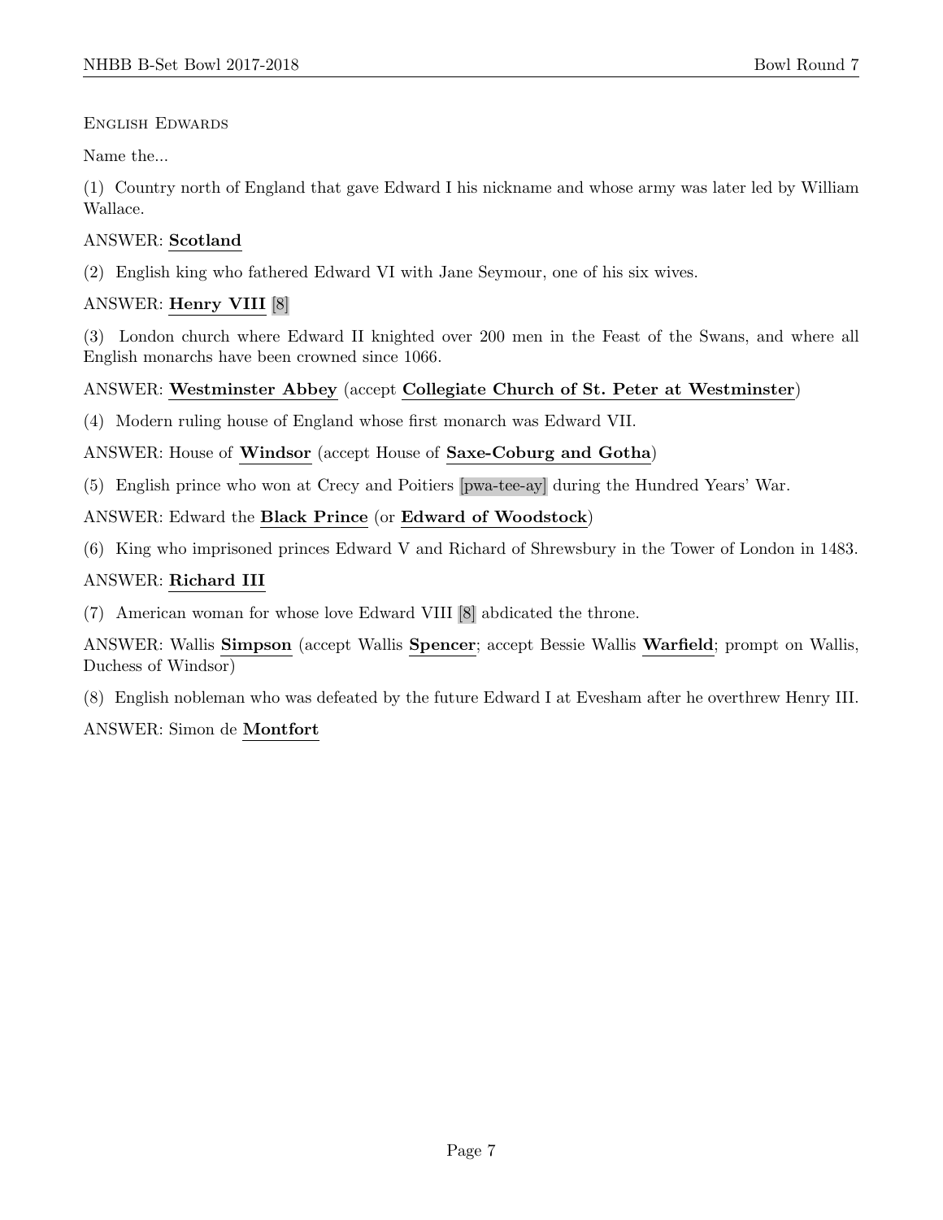English Edwards

Name the...

(1) Country north of England that gave Edward I his nickname and whose army was later led by William Wallace.

ANSWER: **Scotland**

(2) English king who fathered Edward VI with Jane Seymour, one of his six wives.

ANSWER: **Henry VIII** [8]

(3) London church where Edward II knighted over 200 men in the Feast of the Swans, and where all English monarchs have been crowned since 1066.

ANSWER: **Westminster Abbey** (accept **Collegiate Church of St. Peter at Westminster**)

(4) Modern ruling house of England whose first monarch was Edward VII.

ANSWER: House of **Windsor** (accept House of **Saxe-Coburg and Gotha**)

(5) English prince who won at Crecy and Poitiers [pwa-tee-ay] during the Hundred Years' War.

ANSWER: Edward the **Black Prince** (or **Edward of Woodstock**)

(6) King who imprisoned princes Edward V and Richard of Shrewsbury in the Tower of London in 1483.

ANSWER: **Richard III**

(7) American woman for whose love Edward VIII [8] abdicated the throne.

ANSWER: Wallis **Simpson** (accept Wallis **Spencer**; accept Bessie Wallis **Warfield**; prompt on Wallis, Duchess of Windsor)

(8) English nobleman who was defeated by the future Edward I at Evesham after he overthrew Henry III.

ANSWER: Simon de **Montfort**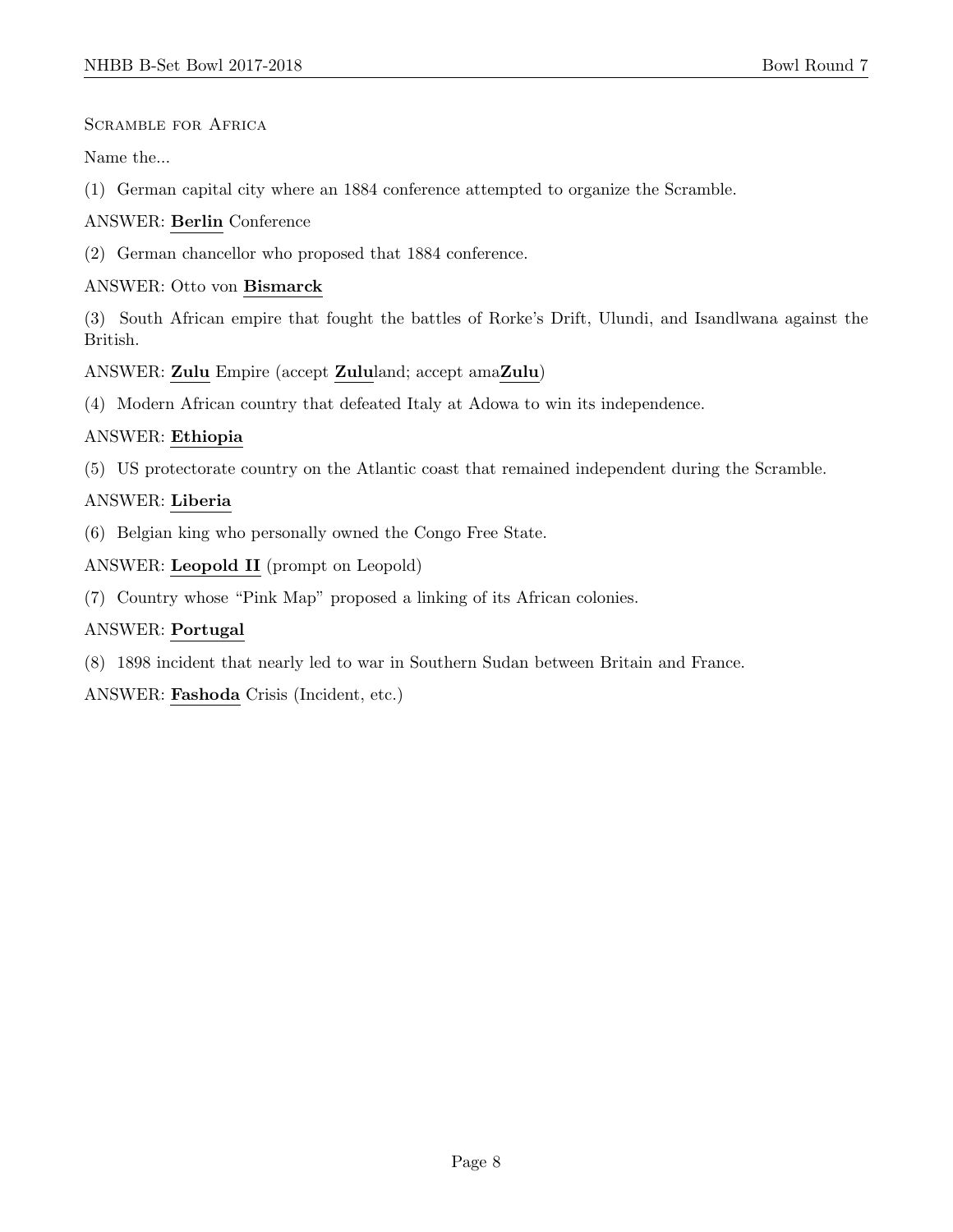Scramble for Africa

Name the...

(1) German capital city where an 1884 conference attempted to organize the Scramble.

ANSWER: **Berlin** Conference

(2) German chancellor who proposed that 1884 conference.

ANSWER: Otto von **Bismarck**

(3) South African empire that fought the battles of Rorke's Drift, Ulundi, and Isandlwana against the British.

ANSWER: **Zulu** Empire (accept **Zulu**land; accept ama**Zulu**)

(4) Modern African country that defeated Italy at Adowa to win its independence.

ANSWER: **Ethiopia**

(5) US protectorate country on the Atlantic coast that remained independent during the Scramble.

ANSWER: **Liberia**

(6) Belgian king who personally owned the Congo Free State.

ANSWER: **Leopold II** (prompt on Leopold)

(7) Country whose "Pink Map" proposed a linking of its African colonies.

ANSWER: **Portugal**

(8) 1898 incident that nearly led to war in Southern Sudan between Britain and France.

ANSWER: **Fashoda** Crisis (Incident, etc.)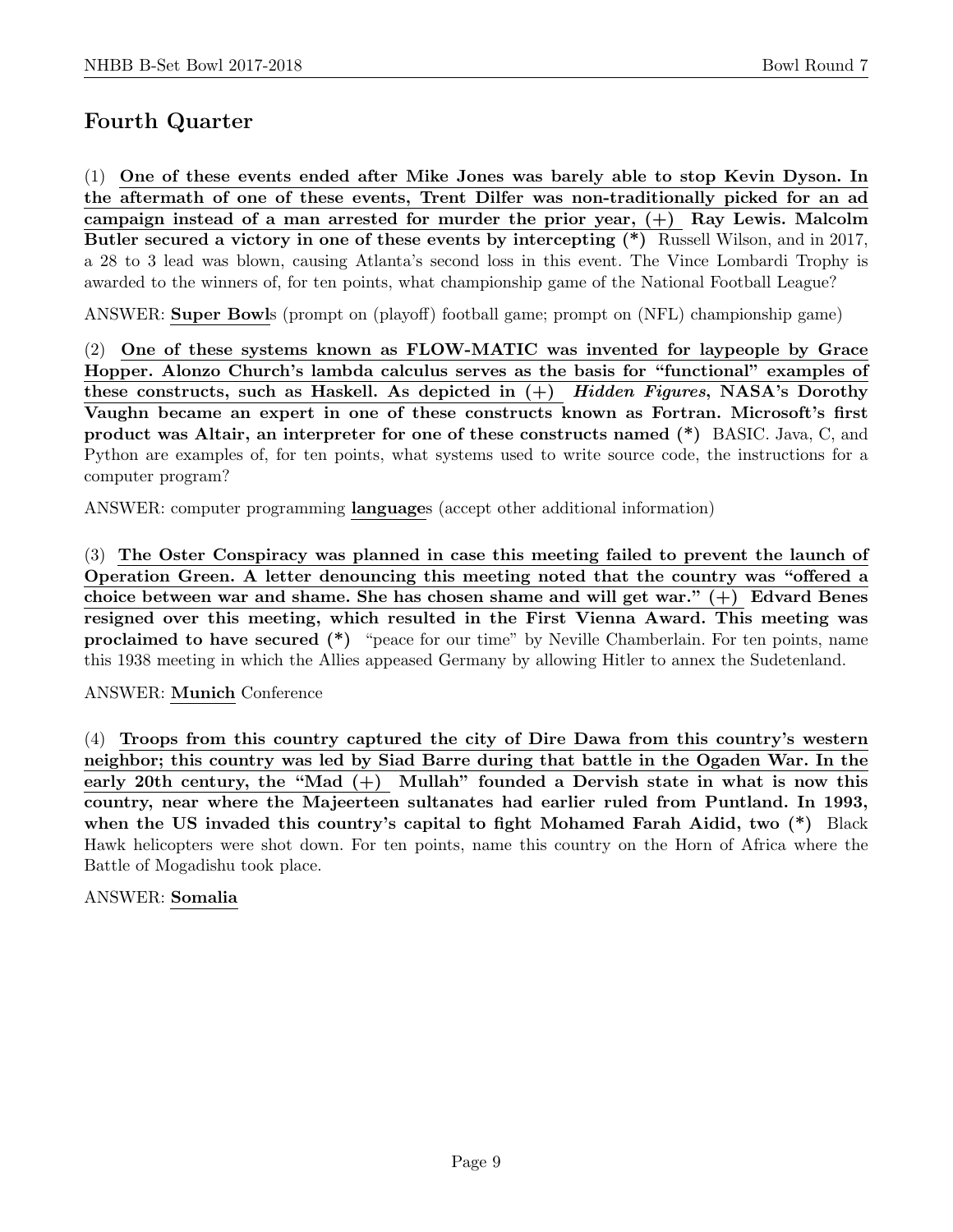## Fourth Quarter

(1) **One of these events ended after Mike Jones was barely able to stop Kevin Dyson. In the aftermath of one of these events, Trent Dilfer was non-traditionally picked for an ad campaign instead of a man arrested for murder the prior year, (+) Ray Lewis. Malcolm Butler secured a victory in one of these events by intercepting (*)** Russell Wilson, and in 2017, a 28 to 3 lead was blown, causing Atlanta's second loss in this event. The Vince Lombardi Trophy is awarded to the winners of, for ten points, what championship game of the National Football League?

ANSWER: **Super Bowl**s (prompt on (playoff) football game; prompt on (NFL) championship game)

(2) **One of these systems known as FLOW-MATIC was invented for laypeople by Grace Hopper. Alonzo Church's lambda calculus serves as the basis for "functional" examples of these constructs, such as Haskell. As depicted in (+) *Hidden Figures*, NASA's Dorothy Vaughn became an expert in one of these constructs known as Fortran. Microsoft's first product was Altair, an interpreter for one of these constructs named (*)** BASIC. Java, C, and Python are examples of, for ten points, what systems used to write source code, the instructions for a computer program?

ANSWER: computer programming **language**s (accept other additional information)

(3) **The Oster Conspiracy was planned in case this meeting failed to prevent the launch of Operation Green. A letter denouncing this meeting noted that the country was "offered a choice between war and shame. She has chosen shame and will get war." (+) Edvard Benes resigned over this meeting, which resulted in the First Vienna Award. This meeting was proclaimed to have secured (*)** "peace for our time" by Neville Chamberlain. For ten points, name this 1938 meeting in which the Allies appeased Germany by allowing Hitler to annex the Sudetenland.

ANSWER: **Munich** Conference

(4) **Troops from this country captured the city of Dire Dawa from this country's western neighbor; this country was led by Siad Barre during that battle in the Ogaden War. In the early 20th century, the "Mad (+) Mullah" founded a Dervish state in what is now this country, near where the Majeerteen sultanates had earlier ruled from Puntland. In 1993, when the US invaded this country's capital to fight Mohamed Farah Aidid, two (*)** Black Hawk helicopters were shot down. For ten points, name this country on the Horn of Africa where the Battle of Mogadishu took place.

ANSWER: **Somalia**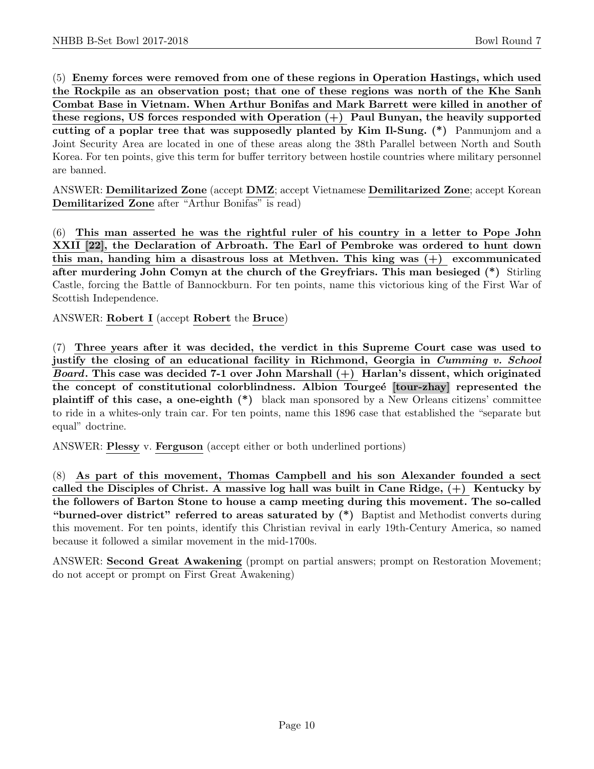(5) **Enemy forces were removed from one of these regions in Operation Hastings, which used the Rockpile as an observation post; that one of these regions was north of the Khe Sanh Combat Base in Vietnam. When Arthur Bonifas and Mark Barrett were killed in another of these regions, US forces responded with Operation (+) Paul Bunyan, the heavily supported cutting of a poplar tree that was supposedly planted by Kim Il-Sung. (*)** Panmunjom and a Joint Security Area are located in one of these areas along the 38th Parallel between North and South Korea. For ten points, give this term for buffer territory between hostile countries where military personnel are banned.

ANSWER: **Demilitarized Zone** (accept **DMZ**; accept Vietnamese **Demilitarized Zone**; accept Korean **Demilitarized Zone** after "Arthur Bonifas" is read)

(6) **This man asserted he was the rightful ruler of his country in a letter to Pope John XXII [22], the Declaration of Arbroath. The Earl of Pembroke was ordered to hunt down this man, handing him a disastrous loss at Methven. This king was (+) excommunicated after murdering John Comyn at the church of the Greyfriars. This man besieged (*)** Stirling Castle, forcing the Battle of Bannockburn. For ten points, name this victorious king of the First War of Scottish Independence.

ANSWER: **Robert I** (accept **Robert** the **Bruce**)

(7) **Three years after it was decided, the verdict in this Supreme Court case was used to justify the closing of an educational facility in Richmond, Georgia in *Cumming v. School Board*. This case was decided 7-1 over John Marshall (+) Harlan's dissent, which originated the concept of constitutional colorblindness. Albion Tourgeé [tour-zhay] represented the plaintiff of this case, a one-eighth (*)** black man sponsored by a New Orleans citizens' committee to ride in a whites-only train car. For ten points, name this 1896 case that established the "separate but equal" doctrine.

ANSWER: **Plessy** v. **Ferguson** (accept either or both underlined portions)

(8) **As part of this movement, Thomas Campbell and his son Alexander founded a sect called the Disciples of Christ. A massive log hall was built in Cane Ridge, (+) Kentucky by the followers of Barton Stone to house a camp meeting during this movement. The so-called "burned-over district" referred to areas saturated by (*)** Baptist and Methodist converts during this movement. For ten points, identify this Christian revival in early 19th-Century America, so named because it followed a similar movement in the mid-1700s.

ANSWER: **Second Great Awakening** (prompt on partial answers; prompt on Restoration Movement; do not accept or prompt on First Great Awakening)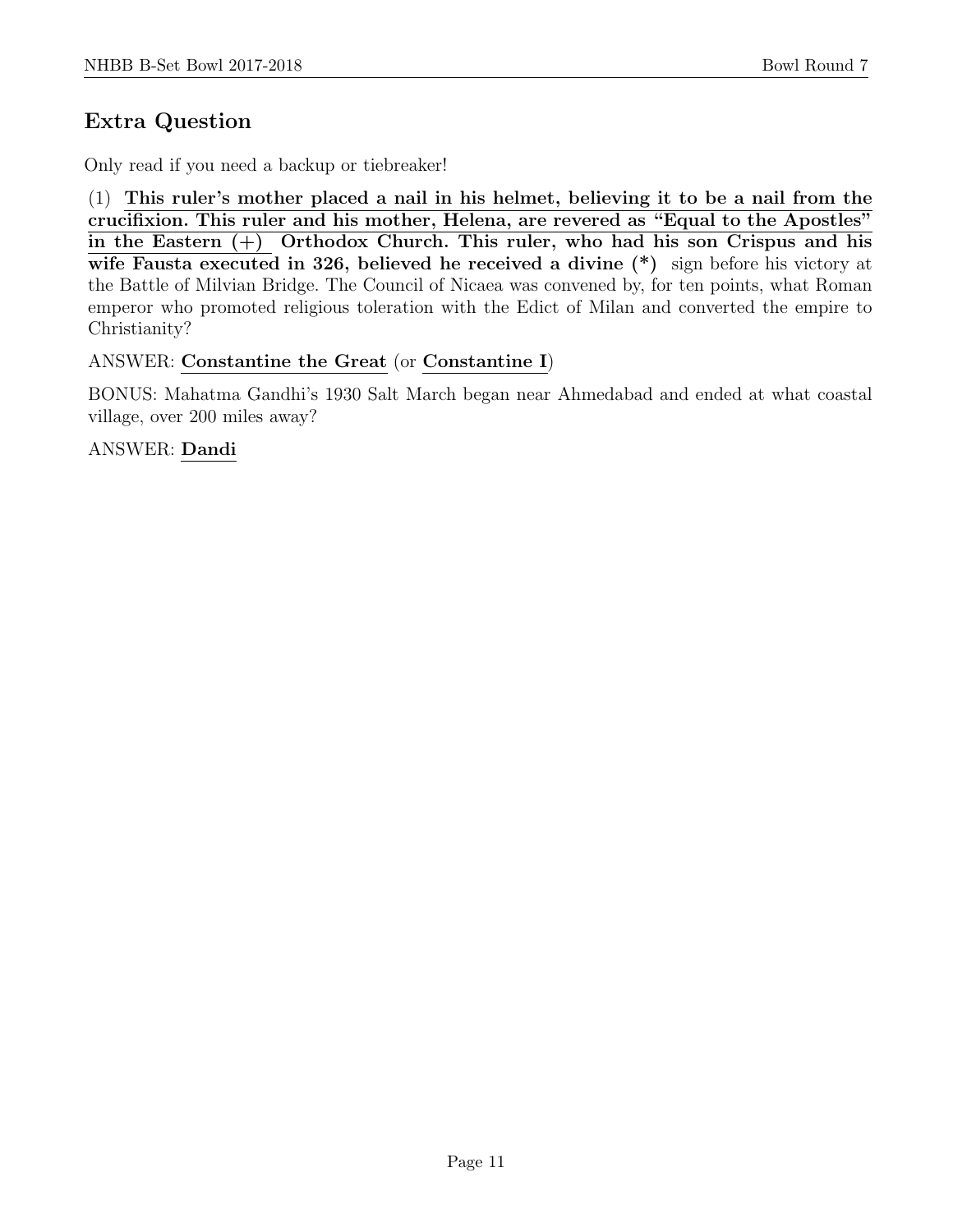## Extra Question

Only read if you need a backup or tiebreaker!

(1) **This ruler's mother placed a nail in his helmet, believing it to be a nail from the crucifixion. This ruler and his mother, Helena, are revered as "Equal to the Apostles" in the Eastern (+) Orthodox Church. This ruler, who had his son Crispus and his wife Fausta executed in 326, believed he received a divine (*)** sign before his victory at the Battle of Milvian Bridge. The Council of Nicaea was convened by, for ten points, what Roman emperor who promoted religious toleration with the Edict of Milan and converted the empire to Christianity?

ANSWER: **Constantine the Great** (or **Constantine I**)

BONUS: Mahatma Gandhi's 1930 Salt March began near Ahmedabad and ended at what coastal village, over 200 miles away?

ANSWER: **Dandi**